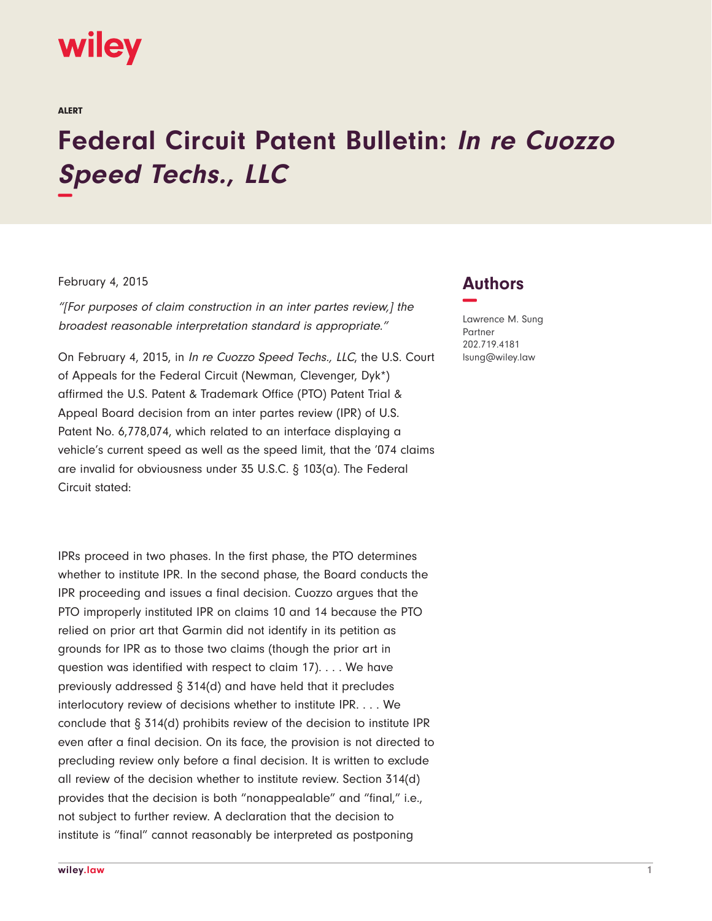wiley

ALERT

# Federal Circuit Patent Bulletin: *In re Cuozzo Speed Techs., LLC*

February 4, 2015

*"[For purposes of claim construction in an inter partes review,] the broadest reasonable interpretation standard is appropriate."*

On February 4, 2015, in *In re Cuozzo Speed Techs., LLC*, the U.S. Court of Appeals for the Federal Circuit (Newman, Clevenger, Dyk*) affirmed the U.S. Patent & Trademark Office (PTO) Patent Trial & Appeal Board decision from an inter partes review (IPR) of U.S. Patent No. 6,778,074, which related to an interface displaying a vehicle's current speed as well as the speed limit, that the '074 claims are invalid for obviousness under 35 U.S.C. § 103(a). The Federal Circuit stated:

IPRs proceed in two phases. In the first phase, the PTO determines whether to institute IPR. In the second phase, the Board conducts the IPR proceeding and issues a final decision. Cuozzo argues that the PTO improperly instituted IPR on claims 10 and 14 because the PTO relied on prior art that Garmin did not identify in its petition as grounds for IPR as to those two claims (though the prior art in question was identified with respect to claim 17). . . . We have previously addressed § 314(d) and have held that it precludes interlocutory review of decisions whether to institute IPR. . . . We conclude that § 314(d) prohibits review of the decision to institute IPR even after a final decision. On its face, the provision is not directed to precluding review only before a final decision. It is written to exclude all review of the decision whether to institute review. Section 314(d) provides that the decision is both "nonappealable" and "final," i.e., not subject to further review. A declaration that the decision to institute is "final" cannot reasonably be interpreted as postponing

## Authors

Lawrence M. Sung
Partner
202.719.4181
lsung@wiley.law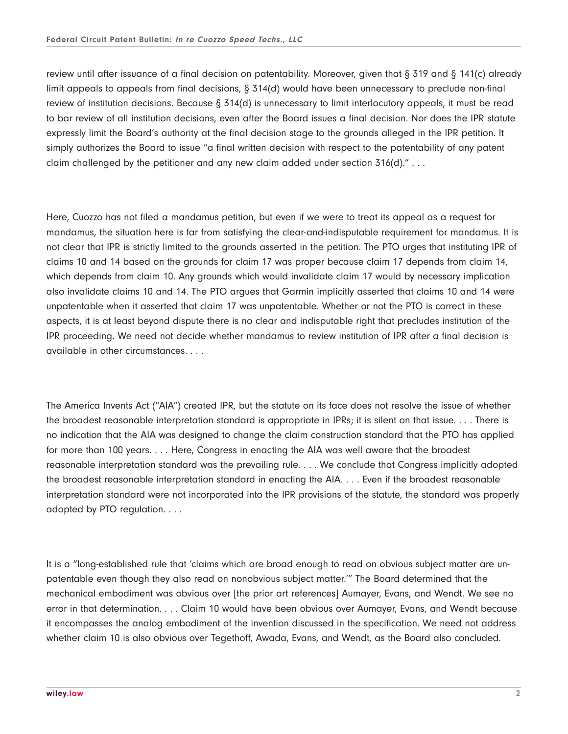review until after issuance of a final decision on patentability. Moreover, given that § 319 and § 141(c) already limit appeals to appeals from final decisions, § 314(d) would have been unnecessary to preclude non-final review of institution decisions. Because § 314(d) is unnecessary to limit interlocutory appeals, it must be read to bar review of all institution decisions, even after the Board issues a final decision. Nor does the IPR statute expressly limit the Board's authority at the final decision stage to the grounds alleged in the IPR petition. It simply authorizes the Board to issue "a final written decision with respect to the patentability of any patent claim challenged by the petitioner and any new claim added under section 316(d)." . . .

Here, Cuozzo has not filed a mandamus petition, but even if we were to treat its appeal as a request for mandamus, the situation here is far from satisfying the clear-and-indisputable requirement for mandamus. It is not clear that IPR is strictly limited to the grounds asserted in the petition. The PTO urges that instituting IPR of claims 10 and 14 based on the grounds for claim 17 was proper because claim 17 depends from claim 14, which depends from claim 10. Any grounds which would invalidate claim 17 would by necessary implication also invalidate claims 10 and 14. The PTO argues that Garmin implicitly asserted that claims 10 and 14 were unpatentable when it asserted that claim 17 was unpatentable. Whether or not the PTO is correct in these aspects, it is at least beyond dispute there is no clear and indisputable right that precludes institution of the IPR proceeding. We need not decide whether mandamus to review institution of IPR after a final decision is available in other circumstances. . . .

The America Invents Act ("AIA") created IPR, but the statute on its face does not resolve the issue of whether the broadest reasonable interpretation standard is appropriate in IPRs; it is silent on that issue. . . . There is no indication that the AIA was designed to change the claim construction standard that the PTO has applied for more than 100 years. . . . Here, Congress in enacting the AIA was well aware that the broadest reasonable interpretation standard was the prevailing rule. . . . We conclude that Congress implicitly adopted the broadest reasonable interpretation standard in enacting the AIA. . . . Even if the broadest reasonable interpretation standard were not incorporated into the IPR provisions of the statute, the standard was properly adopted by PTO regulation. . . .

It is a "long-established rule that 'claims which are broad enough to read on obvious subject matter are unpatentable even though they also read on nonobvious subject matter.'" The Board determined that the mechanical embodiment was obvious over [the prior art references] Aumayer, Evans, and Wendt. We see no error in that determination. . . . Claim 10 would have been obvious over Aumayer, Evans, and Wendt because it encompasses the analog embodiment of the invention discussed in the specification. We need not address whether claim 10 is also obvious over Tegethoff, Awada, Evans, and Wendt, as the Board also concluded.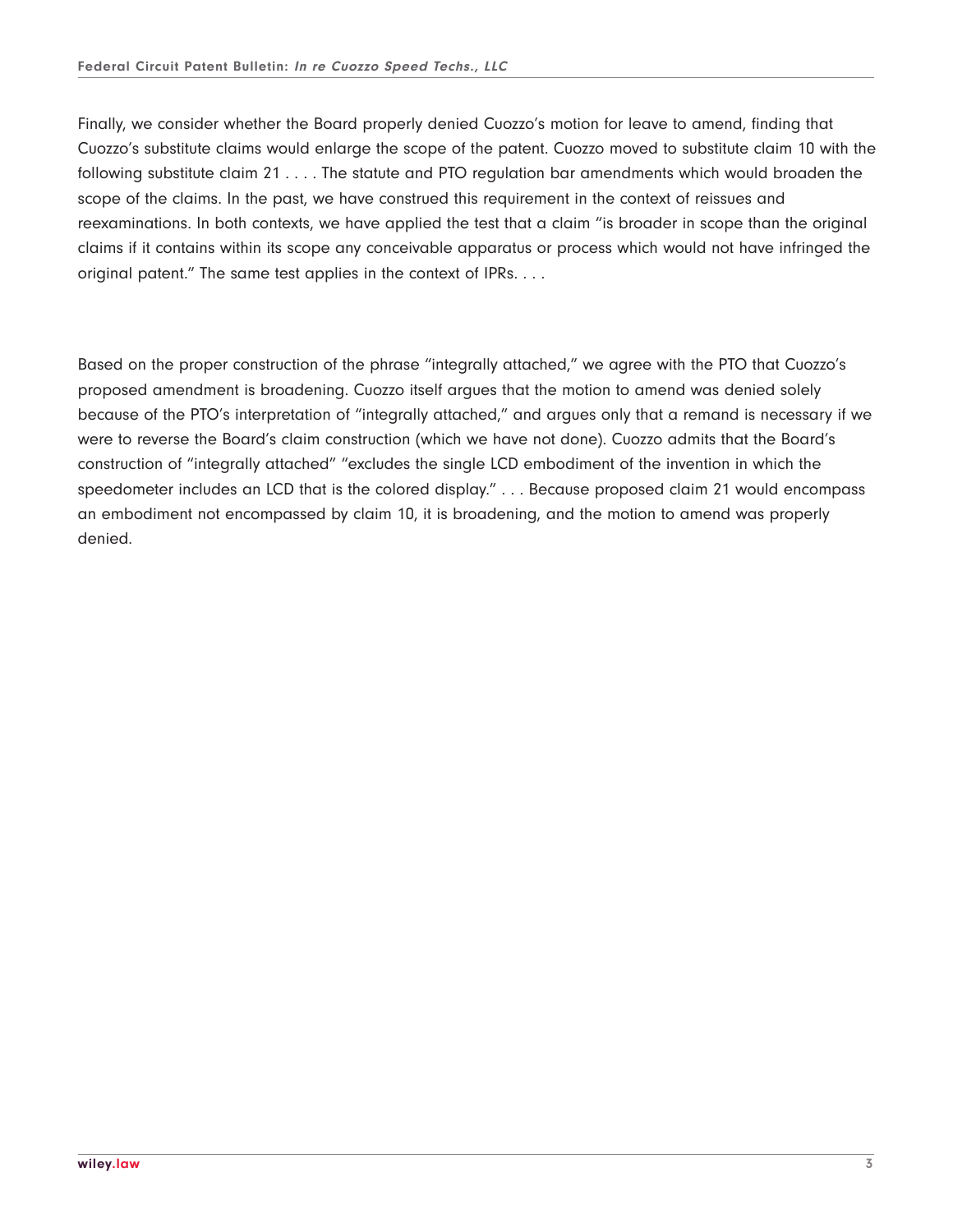Finally, we consider whether the Board properly denied Cuozzo's motion for leave to amend, finding that Cuozzo's substitute claims would enlarge the scope of the patent. Cuozzo moved to substitute claim 10 with the following substitute claim 21 . . . . The statute and PTO regulation bar amendments which would broaden the scope of the claims. In the past, we have construed this requirement in the context of reissues and reexaminations. In both contexts, we have applied the test that a claim "is broader in scope than the original claims if it contains within its scope any conceivable apparatus or process which would not have infringed the original patent." The same test applies in the context of IPRs. . . .

Based on the proper construction of the phrase "integrally attached," we agree with the PTO that Cuozzo's proposed amendment is broadening. Cuozzo itself argues that the motion to amend was denied solely because of the PTO's interpretation of "integrally attached," and argues only that a remand is necessary if we were to reverse the Board's claim construction (which we have not done). Cuozzo admits that the Board's construction of "integrally attached" "excludes the single LCD embodiment of the invention in which the speedometer includes an LCD that is the colored display." . . . Because proposed claim 21 would encompass an embodiment not encompassed by claim 10, it is broadening, and the motion to amend was properly denied.